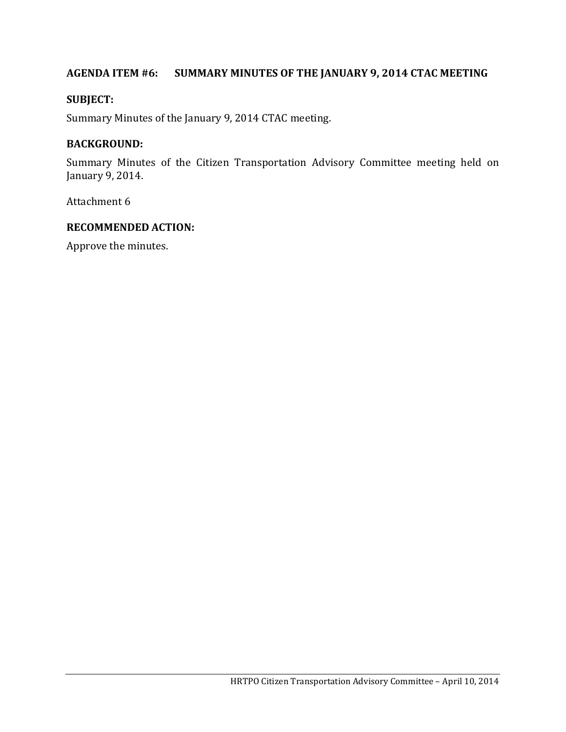## AGENDA ITEM #6: SUMMARY MINUTES OF THE JANUARY 9, 2014 CTAC MEETING

**SUBJECT:**

Summary Minutes of the January 9, 2014 CTAC meeting.

**BACKGROUND:**

Summary Minutes of the Citizen Transportation Advisory Committee meeting held on January 9, 2014.

Attachment 6

**RECOMMENDED ACTION:**

Approve the minutes.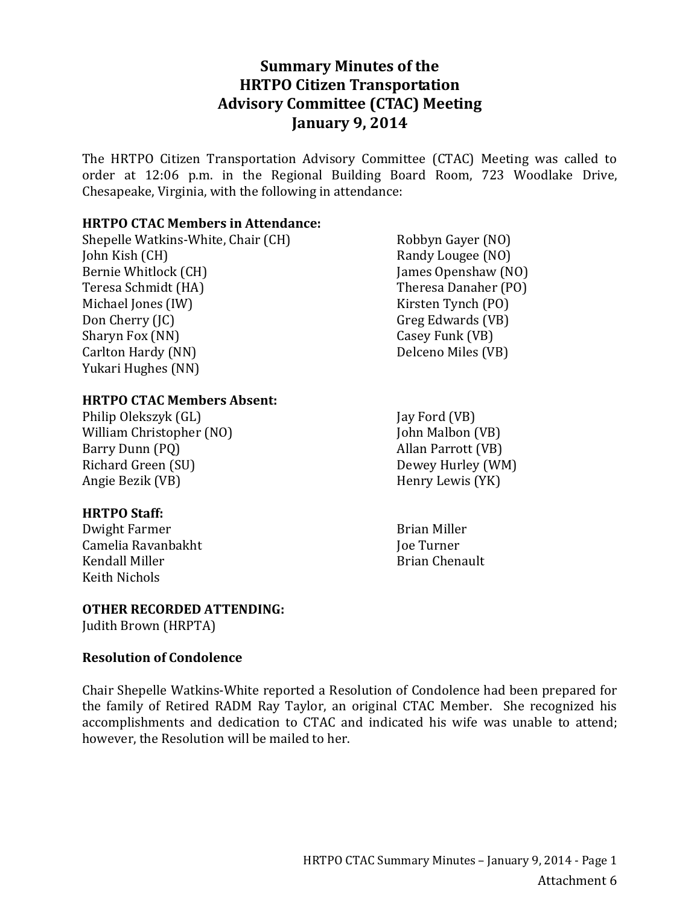# Summary Minutes of the HRTPO Citizen Transportation Advisory Committee (CTAC) Meeting January 9, 2014

The HRTPO Citizen Transportation Advisory Committee (CTAC) Meeting was called to order at 12:06 p.m. in the Regional Building Board Room, 723 Woodlake Drive, Chesapeake, Virginia, with the following in attendance:

**HRTPO CTAC Members in Attendance:**

Shepelle Watkins-White, Chair (CH)
John Kish (CH)
Bernie Whitlock (CH)
Teresa Schmidt (HA)
Michael Jones (IW)
Don Cherry (JC)
Sharyn Fox (NN)
Carlton Hardy (NN)
Yukari Hughes (NN)
Robbyn Gayer (NO)
Randy Lougee (NO)
James Openshaw (NO)
Theresa Danaher (PO)
Kirsten Tynch (PO)
Greg Edwards (VB)
Casey Funk (VB)
Delceno Miles (VB)

**HRTPO CTAC Members Absent:**

Philip Olekszyk (GL)
William Christopher (NO)
Barry Dunn (PQ)
Richard Green (SU)
Angie Bezik (VB)
Jay Ford (VB)
John Malbon (VB)
Allan Parrott (VB)
Dewey Hurley (WM)
Henry Lewis (YK)

**HRTPO Staff:**

Dwight Farmer
Camelia Ravanbakht
Kendall Miller
Keith Nichols
Brian Miller
Joe Turner
Brian Chenault

**OTHER RECORDED ATTENDING:**

Judith Brown (HRPTA)

**Resolution of Condolence**

Chair Shepelle Watkins-White reported a Resolution of Condolence had been prepared for the family of Retired RADM Ray Taylor, an original CTAC Member. She recognized his accomplishments and dedication to CTAC and indicated his wife was unable to attend; however, the Resolution will be mailed to her.

Attachment 6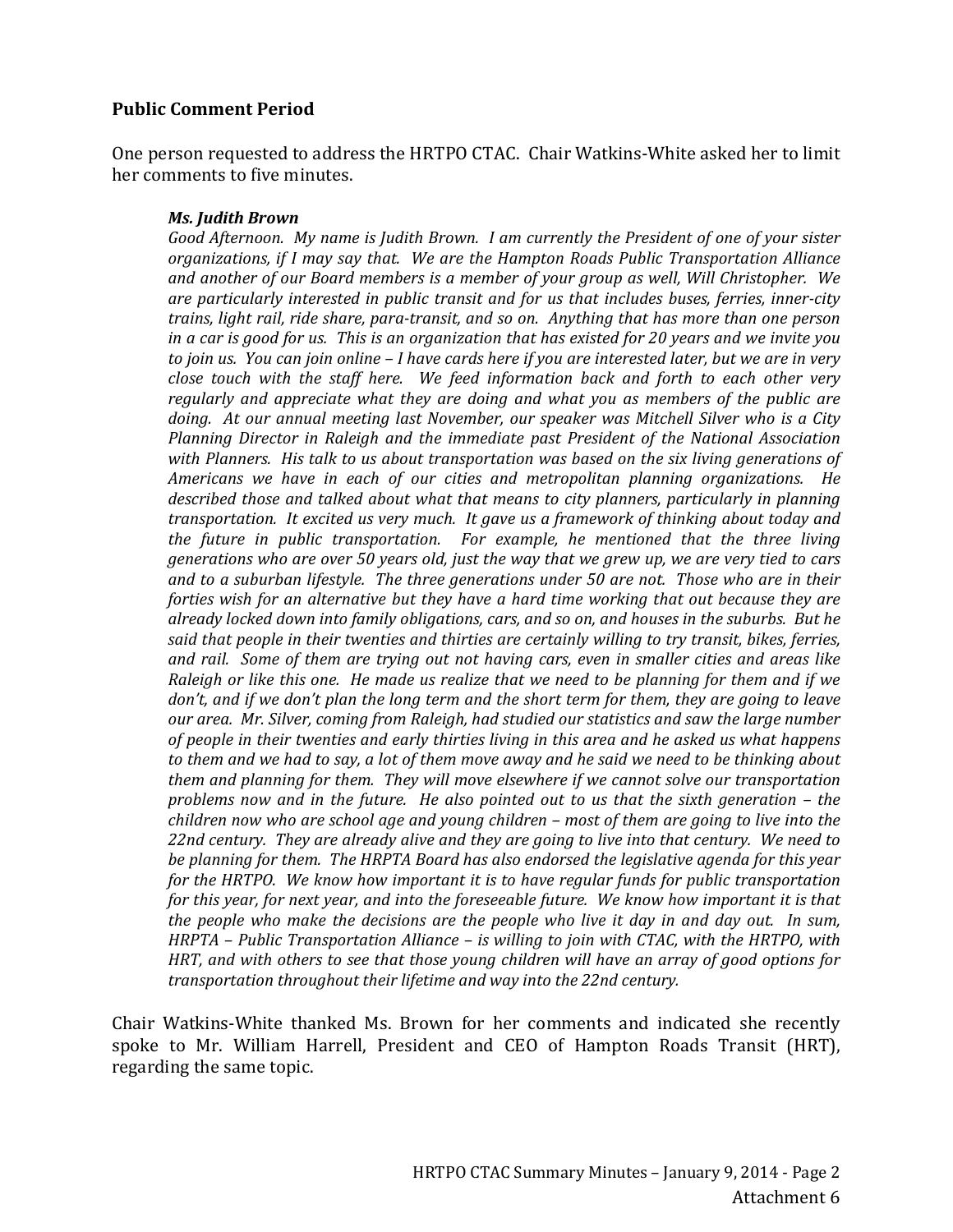**Public Comment Period**

One person requested to address the HRTPO CTAC. Chair Watkins-White asked her to limit her comments to five minutes.

> ***Ms. Judith Brown***
>
> *Good Afternoon. My name is Judith Brown. I am currently the President of one of your sister organizations, if I may say that. We are the Hampton Roads Public Transportation Alliance and another of our Board members is a member of your group as well, Will Christopher. We are particularly interested in public transit and for us that includes buses, ferries, inner-city trains, light rail, ride share, para-transit, and so on. Anything that has more than one person in a car is good for us. This is an organization that has existed for 20 years and we invite you to join us. You can join online – I have cards here if you are interested later, but we are in very close touch with the staff here. We feed information back and forth to each other very regularly and appreciate what they are doing and what you as members of the public are doing. At our annual meeting last November, our speaker was Mitchell Silver who is a City Planning Director in Raleigh and the immediate past President of the National Association with Planners. His talk to us about transportation was based on the six living generations of Americans we have in each of our cities and metropolitan planning organizations. He described those and talked about what that means to city planners, particularly in planning transportation. It excited us very much. It gave us a framework of thinking about today and the future in public transportation. For example, he mentioned that the three living generations who are over 50 years old, just the way that we grew up, we are very tied to cars and to a suburban lifestyle. The three generations under 50 are not. Those who are in their forties wish for an alternative but they have a hard time working that out because they are already locked down into family obligations, cars, and so on, and houses in the suburbs. But he said that people in their twenties and thirties are certainly willing to try transit, bikes, ferries, and rail. Some of them are trying out not having cars, even in smaller cities and areas like Raleigh or like this one. He made us realize that we need to be planning for them and if we don't, and if we don't plan the long term and the short term for them, they are going to leave our area. Mr. Silver, coming from Raleigh, had studied our statistics and saw the large number of people in their twenties and early thirties living in this area and he asked us what happens to them and we had to say, a lot of them move away and he said we need to be thinking about them and planning for them. They will move elsewhere if we cannot solve our transportation problems now and in the future. He also pointed out to us that the sixth generation – the children now who are school age and young children – most of them are going to live into the 22nd century. They are already alive and they are going to live into that century. We need to be planning for them. The HRPTA Board has also endorsed the legislative agenda for this year for the HRTPO. We know how important it is to have regular funds for public transportation for this year, for next year, and into the foreseeable future. We know how important it is that the people who make the decisions are the people who live it day in and day out. In sum, HRPTA – Public Transportation Alliance – is willing to join with CTAC, with the HRTPO, with HRT, and with others to see that those young children will have an array of good options for transportation throughout their lifetime and way into the 22nd century.*

Chair Watkins-White thanked Ms. Brown for her comments and indicated she recently spoke to Mr. William Harrell, President and CEO of Hampton Roads Transit (HRT), regarding the same topic.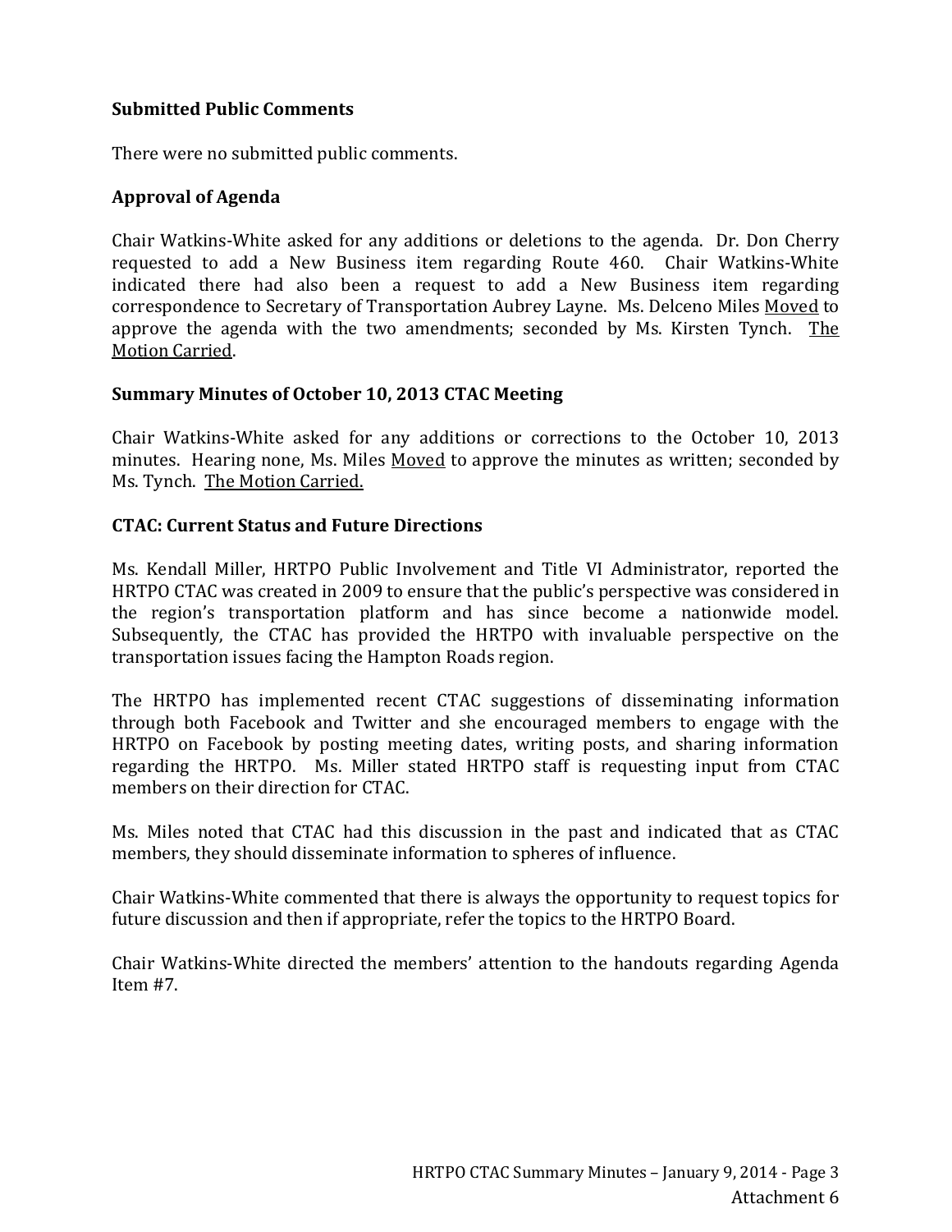**Submitted Public Comments**

There were no submitted public comments.

**Approval of Agenda**

Chair Watkins-White asked for any additions or deletions to the agenda. Dr. Don Cherry requested to add a New Business item regarding Route 460. Chair Watkins-White indicated there had also been a request to add a New Business item regarding correspondence to Secretary of Transportation Aubrey Layne. Ms. Delceno Miles Moved to approve the agenda with the two amendments; seconded by Ms. Kirsten Tynch. The Motion Carried.

**Summary Minutes of October 10, 2013 CTAC Meeting**

Chair Watkins-White asked for any additions or corrections to the October 10, 2013 minutes. Hearing none, Ms. Miles Moved to approve the minutes as written; seconded by Ms. Tynch. The Motion Carried.

**CTAC: Current Status and Future Directions**

Ms. Kendall Miller, HRTPO Public Involvement and Title VI Administrator, reported the HRTPO CTAC was created in 2009 to ensure that the public's perspective was considered in the region's transportation platform and has since become a nationwide model. Subsequently, the CTAC has provided the HRTPO with invaluable perspective on the transportation issues facing the Hampton Roads region.

The HRTPO has implemented recent CTAC suggestions of disseminating information through both Facebook and Twitter and she encouraged members to engage with the HRTPO on Facebook by posting meeting dates, writing posts, and sharing information regarding the HRTPO. Ms. Miller stated HRTPO staff is requesting input from CTAC members on their direction for CTAC.

Ms. Miles noted that CTAC had this discussion in the past and indicated that as CTAC members, they should disseminate information to spheres of influence.

Chair Watkins-White commented that there is always the opportunity to request topics for future discussion and then if appropriate, refer the topics to the HRTPO Board.

Chair Watkins-White directed the members' attention to the handouts regarding Agenda Item #7.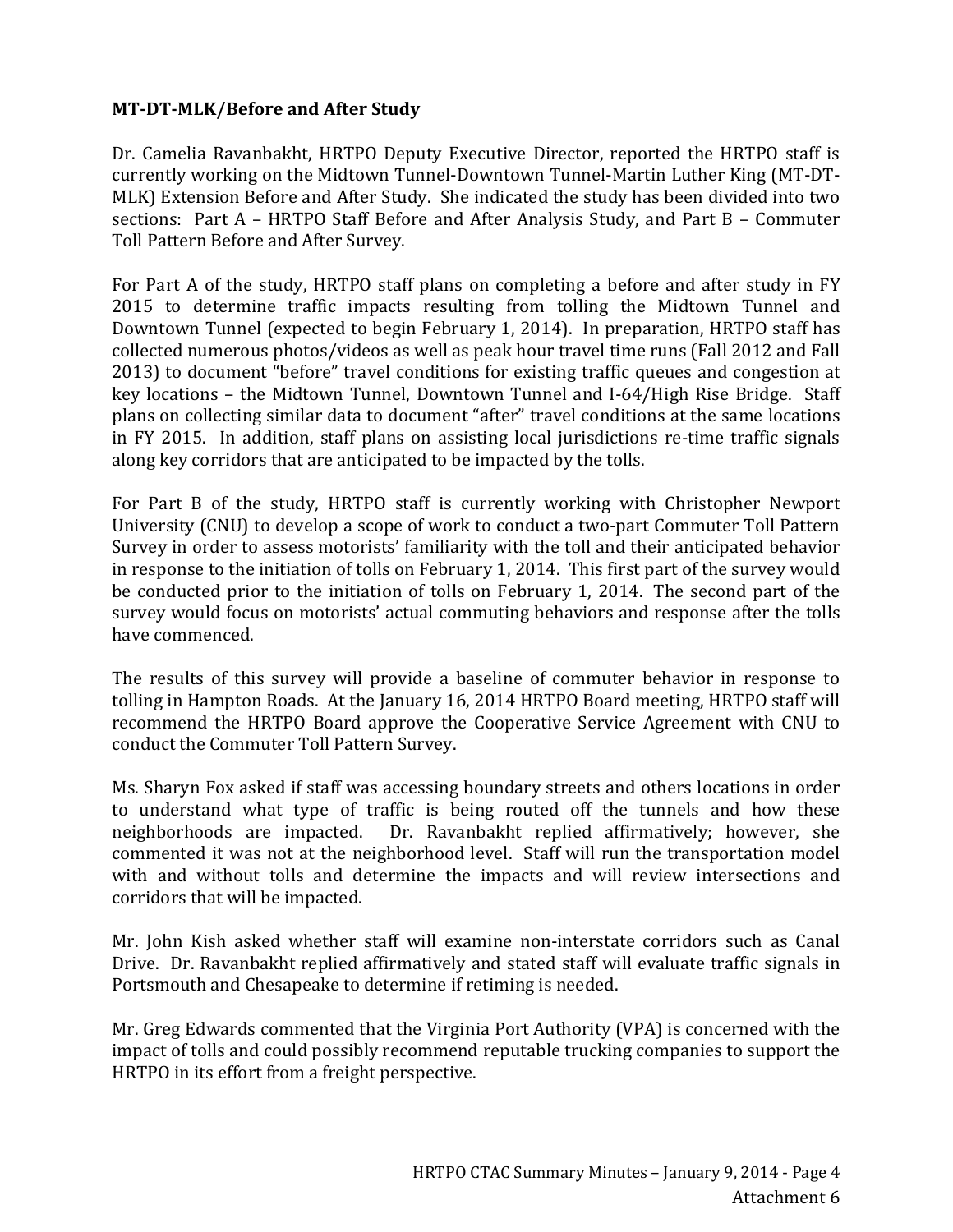**MT-DT-MLK/Before and After Study**

Dr. Camelia Ravanbakht, HRTPO Deputy Executive Director, reported the HRTPO staff is currently working on the Midtown Tunnel-Downtown Tunnel-Martin Luther King (MT-DT-MLK) Extension Before and After Study. She indicated the study has been divided into two sections: Part A – HRTPO Staff Before and After Analysis Study, and Part B – Commuter Toll Pattern Before and After Survey.

For Part A of the study, HRTPO staff plans on completing a before and after study in FY 2015 to determine traffic impacts resulting from tolling the Midtown Tunnel and Downtown Tunnel (expected to begin February 1, 2014). In preparation, HRTPO staff has collected numerous photos/videos as well as peak hour travel time runs (Fall 2012 and Fall 2013) to document "before" travel conditions for existing traffic queues and congestion at key locations – the Midtown Tunnel, Downtown Tunnel and I-64/High Rise Bridge. Staff plans on collecting similar data to document "after" travel conditions at the same locations in FY 2015. In addition, staff plans on assisting local jurisdictions re-time traffic signals along key corridors that are anticipated to be impacted by the tolls.

For Part B of the study, HRTPO staff is currently working with Christopher Newport University (CNU) to develop a scope of work to conduct a two-part Commuter Toll Pattern Survey in order to assess motorists' familiarity with the toll and their anticipated behavior in response to the initiation of tolls on February 1, 2014. This first part of the survey would be conducted prior to the initiation of tolls on February 1, 2014. The second part of the survey would focus on motorists' actual commuting behaviors and response after the tolls have commenced.

The results of this survey will provide a baseline of commuter behavior in response to tolling in Hampton Roads. At the January 16, 2014 HRTPO Board meeting, HRTPO staff will recommend the HRTPO Board approve the Cooperative Service Agreement with CNU to conduct the Commuter Toll Pattern Survey.

Ms. Sharyn Fox asked if staff was accessing boundary streets and others locations in order to understand what type of traffic is being routed off the tunnels and how these neighborhoods are impacted. Dr. Ravanbakht replied affirmatively; however, she commented it was not at the neighborhood level. Staff will run the transportation model with and without tolls and determine the impacts and will review intersections and corridors that will be impacted.

Mr. John Kish asked whether staff will examine non-interstate corridors such as Canal Drive. Dr. Ravanbakht replied affirmatively and stated staff will evaluate traffic signals in Portsmouth and Chesapeake to determine if retiming is needed.

Mr. Greg Edwards commented that the Virginia Port Authority (VPA) is concerned with the impact of tolls and could possibly recommend reputable trucking companies to support the HRTPO in its effort from a freight perspective.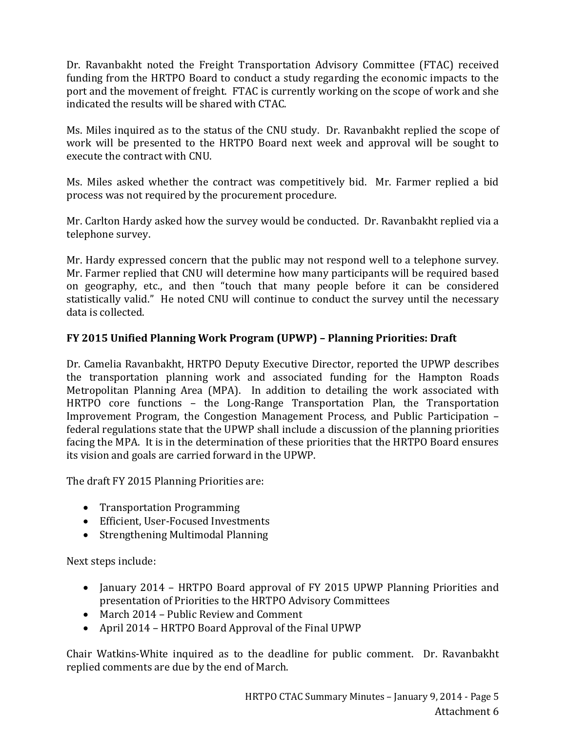Dr. Ravanbakht noted the Freight Transportation Advisory Committee (FTAC) received funding from the HRTPO Board to conduct a study regarding the economic impacts to the port and the movement of freight. FTAC is currently working on the scope of work and she indicated the results will be shared with CTAC.

Ms. Miles inquired as to the status of the CNU study. Dr. Ravanbakht replied the scope of work will be presented to the HRTPO Board next week and approval will be sought to execute the contract with CNU.

Ms. Miles asked whether the contract was competitively bid. Mr. Farmer replied a bid process was not required by the procurement procedure.

Mr. Carlton Hardy asked how the survey would be conducted. Dr. Ravanbakht replied via a telephone survey.

Mr. Hardy expressed concern that the public may not respond well to a telephone survey. Mr. Farmer replied that CNU will determine how many participants will be required based on geography, etc., and then "touch that many people before it can be considered statistically valid." He noted CNU will continue to conduct the survey until the necessary data is collected.

**FY 2015 Unified Planning Work Program (UPWP) – Planning Priorities: Draft**

Dr. Camelia Ravanbakht, HRTPO Deputy Executive Director, reported the UPWP describes the transportation planning work and associated funding for the Hampton Roads Metropolitan Planning Area (MPA). In addition to detailing the work associated with HRTPO core functions – the Long-Range Transportation Plan, the Transportation Improvement Program, the Congestion Management Process, and Public Participation – federal regulations state that the UPWP shall include a discussion of the planning priorities facing the MPA. It is in the determination of these priorities that the HRTPO Board ensures its vision and goals are carried forward in the UPWP.

The draft FY 2015 Planning Priorities are:

- Transportation Programming
- Efficient, User-Focused Investments
- Strengthening Multimodal Planning

Next steps include:

- January 2014 – HRTPO Board approval of FY 2015 UPWP Planning Priorities and presentation of Priorities to the HRTPO Advisory Committees
- March 2014 – Public Review and Comment
- April 2014 – HRTPO Board Approval of the Final UPWP

Chair Watkins-White inquired as to the deadline for public comment. Dr. Ravanbakht replied comments are due by the end of March.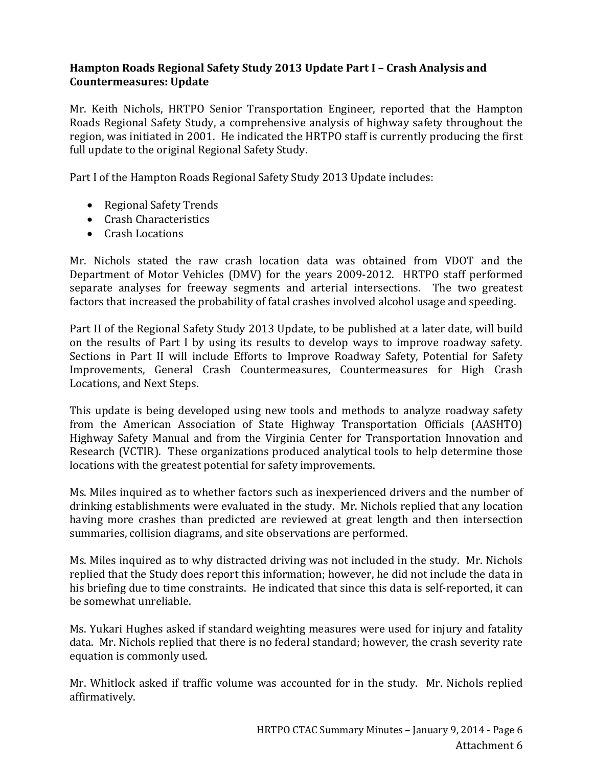**Hampton Roads Regional Safety Study 2013 Update Part I – Crash Analysis and Countermeasures: Update**

Mr. Keith Nichols, HRTPO Senior Transportation Engineer, reported that the Hampton Roads Regional Safety Study, a comprehensive analysis of highway safety throughout the region, was initiated in 2001. He indicated the HRTPO staff is currently producing the first full update to the original Regional Safety Study.

Part I of the Hampton Roads Regional Safety Study 2013 Update includes:

- Regional Safety Trends
- Crash Characteristics
- Crash Locations

Mr. Nichols stated the raw crash location data was obtained from VDOT and the Department of Motor Vehicles (DMV) for the years 2009-2012. HRTPO staff performed separate analyses for freeway segments and arterial intersections. The two greatest factors that increased the probability of fatal crashes involved alcohol usage and speeding.

Part II of the Regional Safety Study 2013 Update, to be published at a later date, will build on the results of Part I by using its results to develop ways to improve roadway safety. Sections in Part II will include Efforts to Improve Roadway Safety, Potential for Safety Improvements, General Crash Countermeasures, Countermeasures for High Crash Locations, and Next Steps.

This update is being developed using new tools and methods to analyze roadway safety from the American Association of State Highway Transportation Officials (AASHTO) Highway Safety Manual and from the Virginia Center for Transportation Innovation and Research (VCTIR). These organizations produced analytical tools to help determine those locations with the greatest potential for safety improvements.

Ms. Miles inquired as to whether factors such as inexperienced drivers and the number of drinking establishments were evaluated in the study. Mr. Nichols replied that any location having more crashes than predicted are reviewed at great length and then intersection summaries, collision diagrams, and site observations are performed.

Ms. Miles inquired as to why distracted driving was not included in the study. Mr. Nichols replied that the Study does report this information; however, he did not include the data in his briefing due to time constraints. He indicated that since this data is self-reported, it can be somewhat unreliable.

Ms. Yukari Hughes asked if standard weighting measures were used for injury and fatality data. Mr. Nichols replied that there is no federal standard; however, the crash severity rate equation is commonly used.

Mr. Whitlock asked if traffic volume was accounted for in the study. Mr. Nichols replied affirmatively.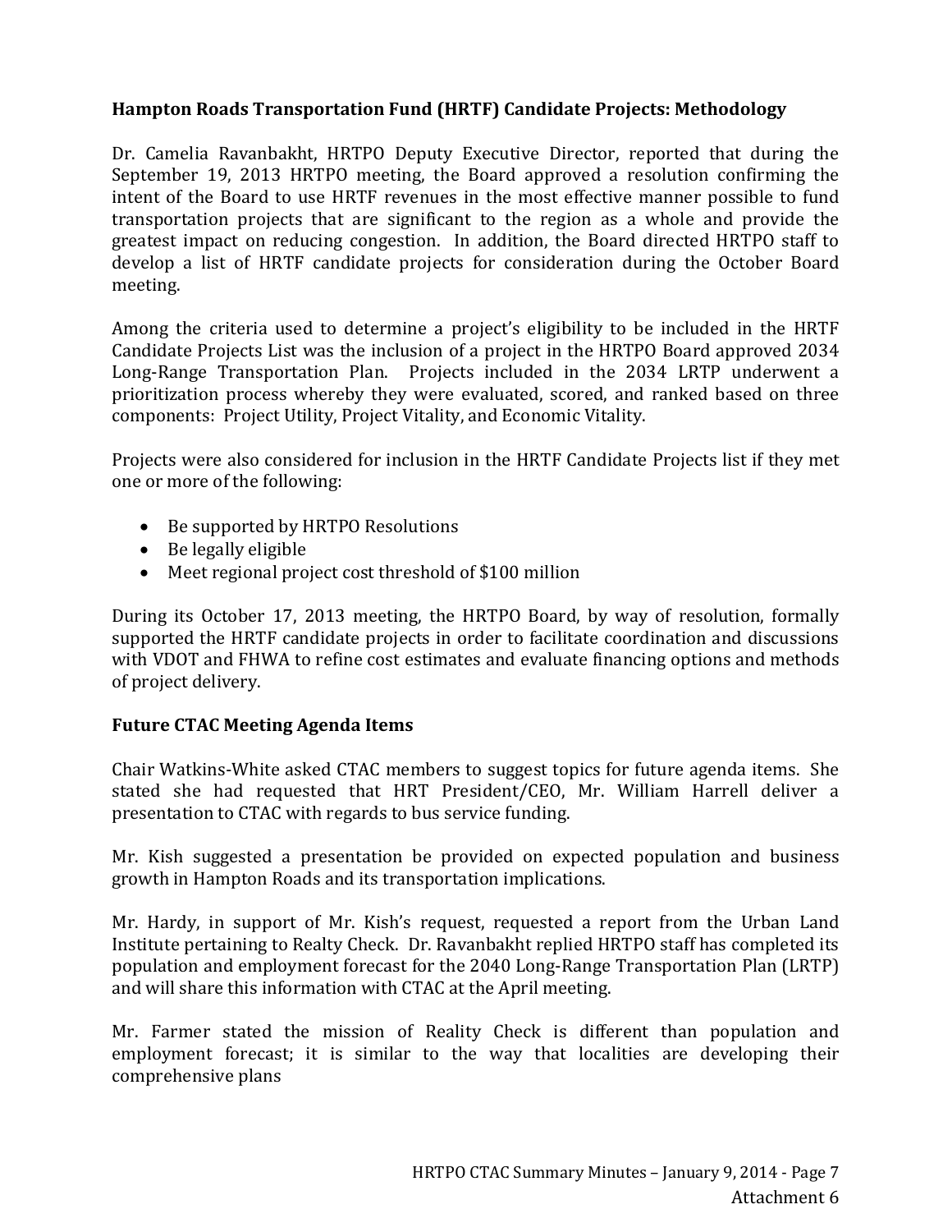**Hampton Roads Transportation Fund (HRTF) Candidate Projects: Methodology**

Dr. Camelia Ravanbakht, HRTPO Deputy Executive Director, reported that during the September 19, 2013 HRTPO meeting, the Board approved a resolution confirming the intent of the Board to use HRTF revenues in the most effective manner possible to fund transportation projects that are significant to the region as a whole and provide the greatest impact on reducing congestion. In addition, the Board directed HRTPO staff to develop a list of HRTF candidate projects for consideration during the October Board meeting.

Among the criteria used to determine a project's eligibility to be included in the HRTF Candidate Projects List was the inclusion of a project in the HRTPO Board approved 2034 Long-Range Transportation Plan. Projects included in the 2034 LRTP underwent a prioritization process whereby they were evaluated, scored, and ranked based on three components: Project Utility, Project Vitality, and Economic Vitality.

Projects were also considered for inclusion in the HRTF Candidate Projects list if they met one or more of the following:

- Be supported by HRTPO Resolutions
- Be legally eligible
- Meet regional project cost threshold of $100 million

During its October 17, 2013 meeting, the HRTPO Board, by way of resolution, formally supported the HRTF candidate projects in order to facilitate coordination and discussions with VDOT and FHWA to refine cost estimates and evaluate financing options and methods of project delivery.

**Future CTAC Meeting Agenda Items**

Chair Watkins-White asked CTAC members to suggest topics for future agenda items. She stated she had requested that HRT President/CEO, Mr. William Harrell deliver a presentation to CTAC with regards to bus service funding.

Mr. Kish suggested a presentation be provided on expected population and business growth in Hampton Roads and its transportation implications.

Mr. Hardy, in support of Mr. Kish's request, requested a report from the Urban Land Institute pertaining to Realty Check. Dr. Ravanbakht replied HRTPO staff has completed its population and employment forecast for the 2040 Long-Range Transportation Plan (LRTP) and will share this information with CTAC at the April meeting.

Mr. Farmer stated the mission of Reality Check is different than population and employment forecast; it is similar to the way that localities are developing their comprehensive plans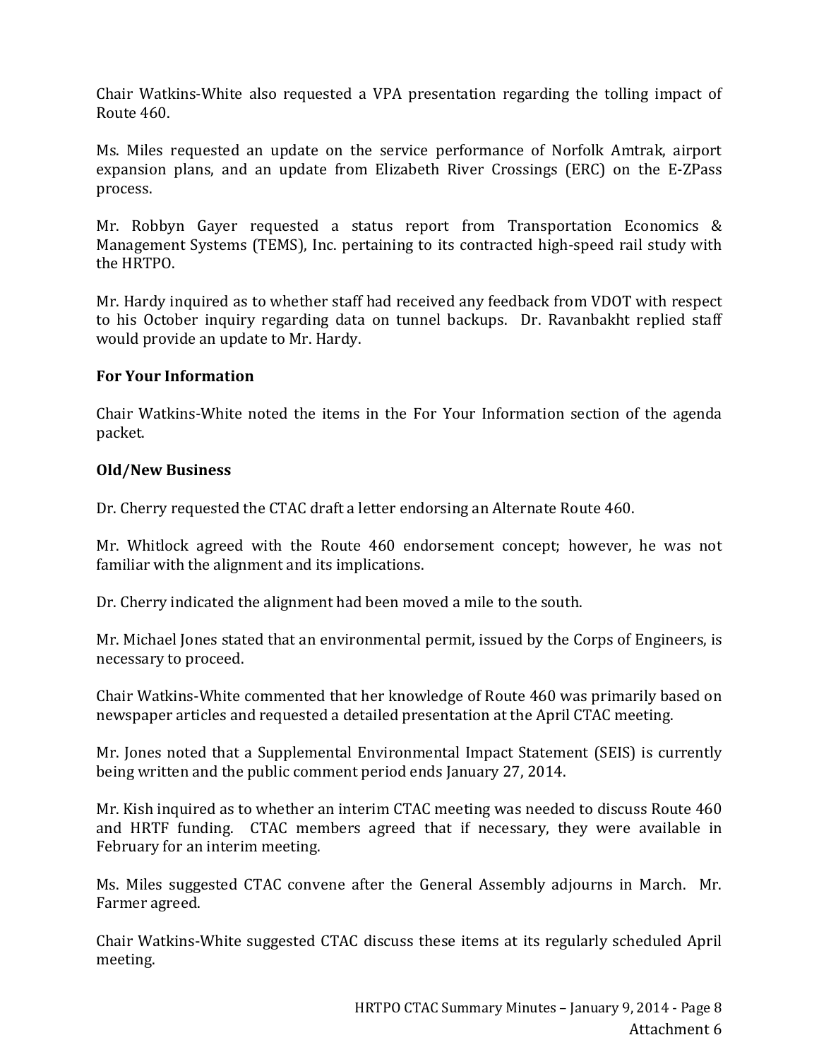Chair Watkins-White also requested a VPA presentation regarding the tolling impact of Route 460.

Ms. Miles requested an update on the service performance of Norfolk Amtrak, airport expansion plans, and an update from Elizabeth River Crossings (ERC) on the E-ZPass process.

Mr. Robbyn Gayer requested a status report from Transportation Economics & Management Systems (TEMS), Inc. pertaining to its contracted high-speed rail study with the HRTPO.

Mr. Hardy inquired as to whether staff had received any feedback from VDOT with respect to his October inquiry regarding data on tunnel backups. Dr. Ravanbakht replied staff would provide an update to Mr. Hardy.

**For Your Information**

Chair Watkins-White noted the items in the For Your Information section of the agenda packet.

**Old/New Business**

Dr. Cherry requested the CTAC draft a letter endorsing an Alternate Route 460.

Mr. Whitlock agreed with the Route 460 endorsement concept; however, he was not familiar with the alignment and its implications.

Dr. Cherry indicated the alignment had been moved a mile to the south.

Mr. Michael Jones stated that an environmental permit, issued by the Corps of Engineers, is necessary to proceed.

Chair Watkins-White commented that her knowledge of Route 460 was primarily based on newspaper articles and requested a detailed presentation at the April CTAC meeting.

Mr. Jones noted that a Supplemental Environmental Impact Statement (SEIS) is currently being written and the public comment period ends January 27, 2014.

Mr. Kish inquired as to whether an interim CTAC meeting was needed to discuss Route 460 and HRTF funding. CTAC members agreed that if necessary, they were available in February for an interim meeting.

Ms. Miles suggested CTAC convene after the General Assembly adjourns in March. Mr. Farmer agreed.

Chair Watkins-White suggested CTAC discuss these items at its regularly scheduled April meeting.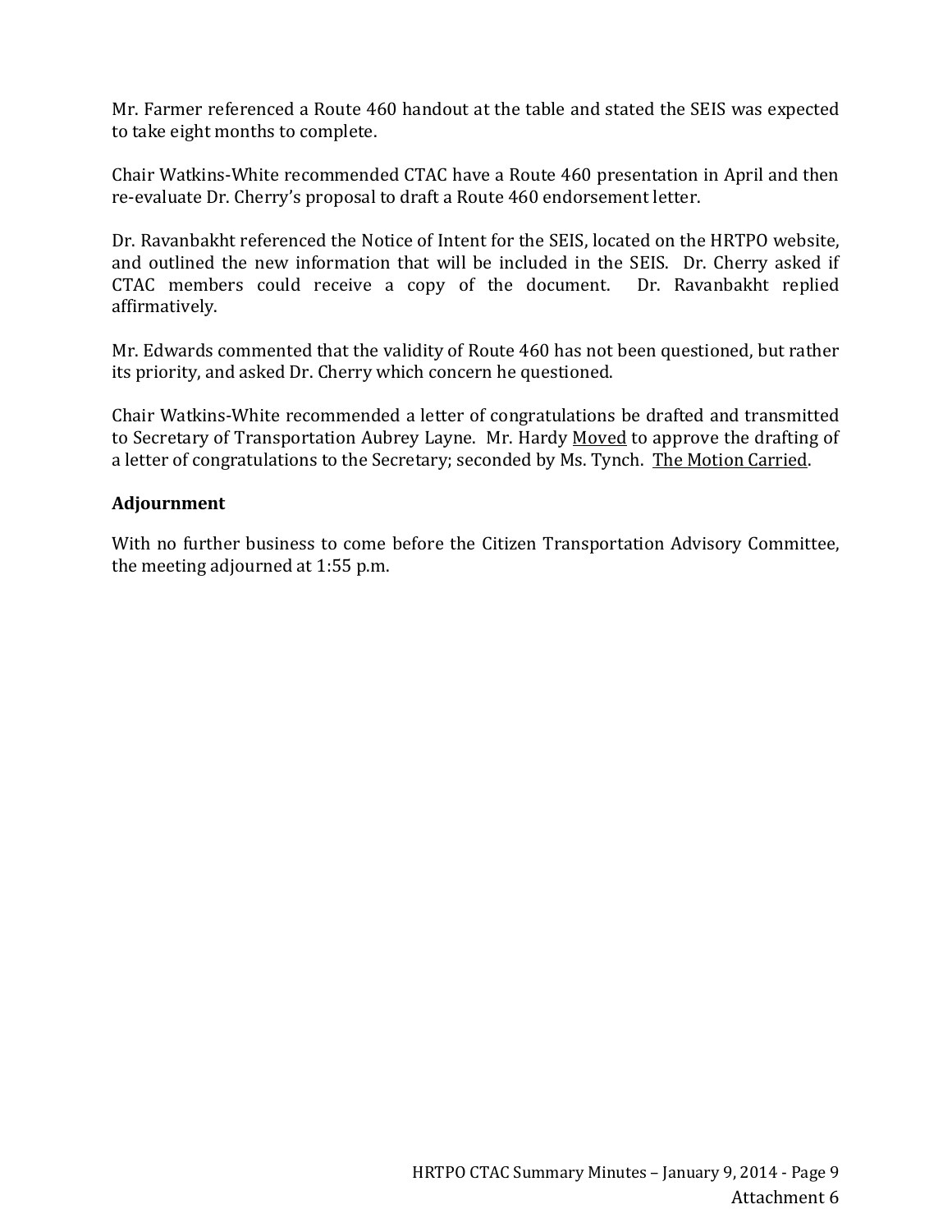Mr. Farmer referenced a Route 460 handout at the table and stated the SEIS was expected to take eight months to complete.

Chair Watkins-White recommended CTAC have a Route 460 presentation in April and then re-evaluate Dr. Cherry's proposal to draft a Route 460 endorsement letter.

Dr. Ravanbakht referenced the Notice of Intent for the SEIS, located on the HRTPO website, and outlined the new information that will be included in the SEIS. Dr. Cherry asked if CTAC members could receive a copy of the document. Dr. Ravanbakht replied affirmatively.

Mr. Edwards commented that the validity of Route 460 has not been questioned, but rather its priority, and asked Dr. Cherry which concern he questioned.

Chair Watkins-White recommended a letter of congratulations be drafted and transmitted to Secretary of Transportation Aubrey Layne. Mr. Hardy Moved to approve the drafting of a letter of congratulations to the Secretary; seconded by Ms. Tynch. The Motion Carried.

**Adjournment**

With no further business to come before the Citizen Transportation Advisory Committee, the meeting adjourned at 1:55 p.m.